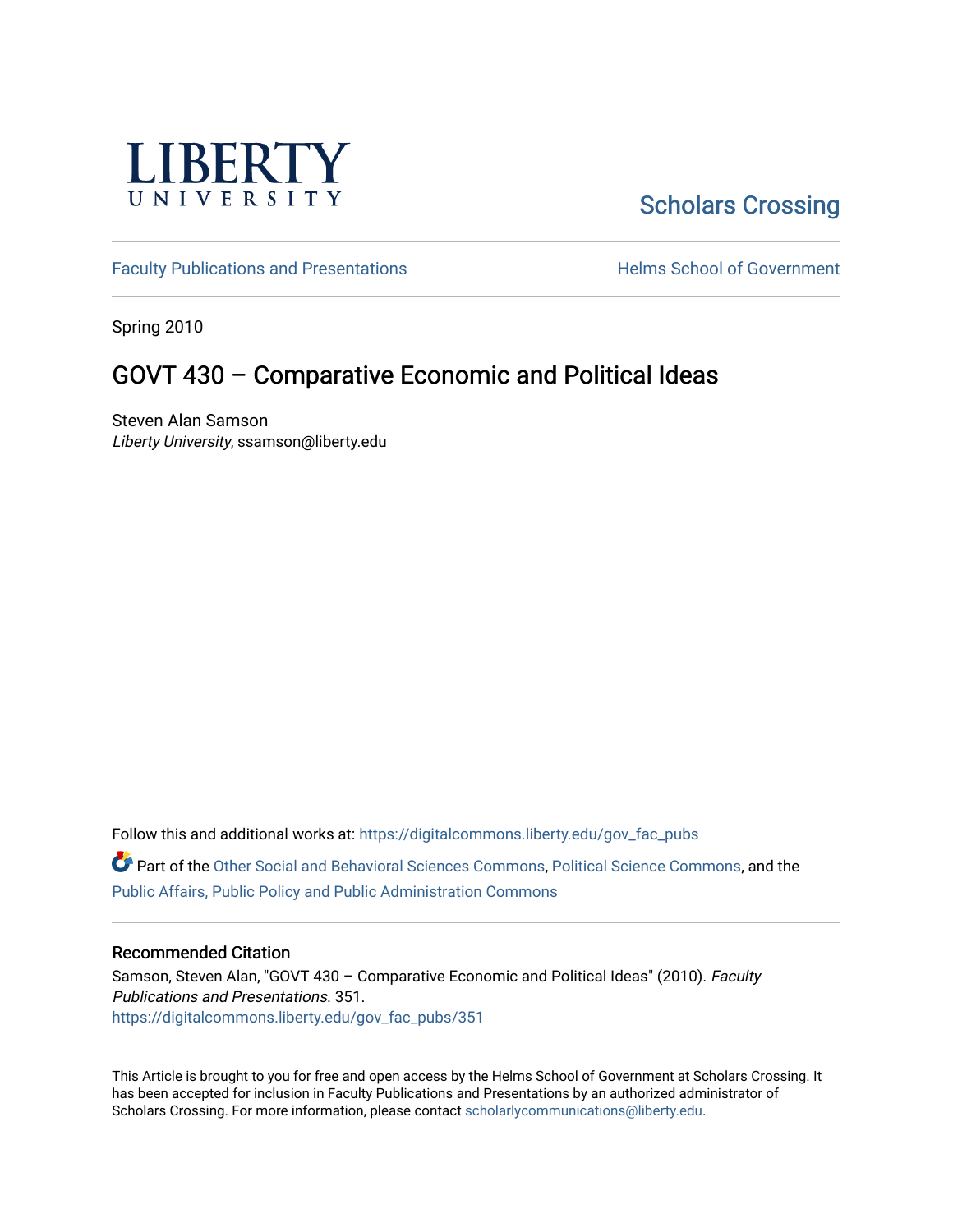LIBERTY UNIVERSITY

Scholars Crossing

Faculty Publications and Presentations

Helms School of Government

Spring 2010

# GOVT 430 – Comparative Economic and Political Ideas

Steven Alan Samson
*Liberty University*, ssamson@liberty.edu

Follow this and additional works at: https://digitalcommons.liberty.edu/gov_fac_pubs

Part of the Other Social and Behavioral Sciences Commons, Political Science Commons, and the Public Affairs, Public Policy and Public Administration Commons

## Recommended Citation

Samson, Steven Alan, "GOVT 430 – Comparative Economic and Political Ideas" (2010). *Faculty Publications and Presentations*. 351.
https://digitalcommons.liberty.edu/gov_fac_pubs/351

This Article is brought to you for free and open access by the Helms School of Government at Scholars Crossing. It has been accepted for inclusion in Faculty Publications and Presentations by an authorized administrator of Scholars Crossing. For more information, please contact scholarlycommunications@liberty.edu.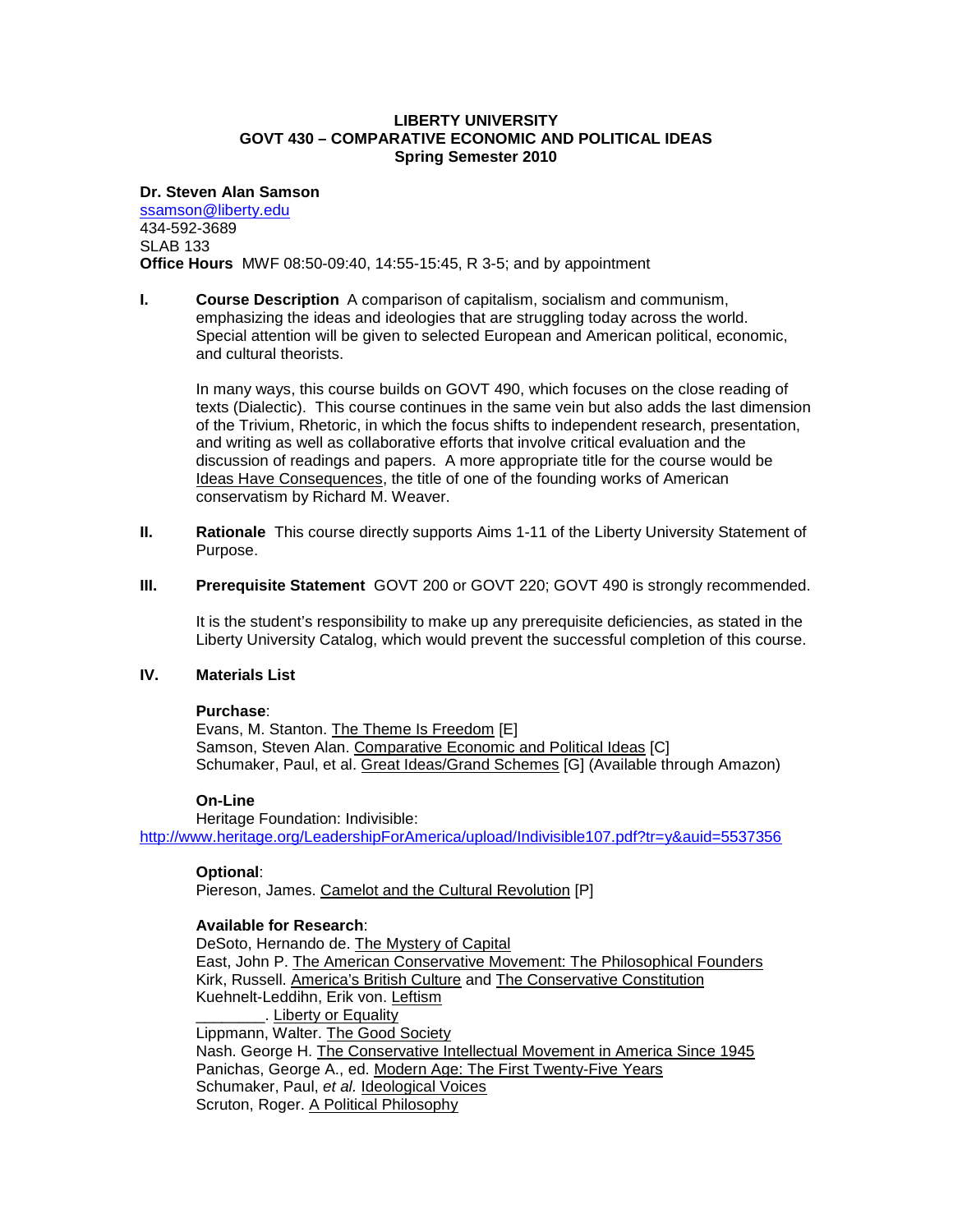**LIBERTY UNIVERSITY**
**GOVT 430 – COMPARATIVE ECONOMIC AND POLITICAL IDEAS**
**Spring Semester 2010**

**Dr. Steven Alan Samson**
ssamson@liberty.edu
434-592-3689
SLAB 133
**Office Hours** MWF 08:50-09:40, 14:55-15:45, R 3-5; and by appointment

**I. Course Description** A comparison of capitalism, socialism and communism, emphasizing the ideas and ideologies that are struggling today across the world. Special attention will be given to selected European and American political, economic, and cultural theorists.

In many ways, this course builds on GOVT 490, which focuses on the close reading of texts (Dialectic). This course continues in the same vein but also adds the last dimension of the Trivium, Rhetoric, in which the focus shifts to independent research, presentation, and writing as well as collaborative efforts that involve critical evaluation and the discussion of readings and papers. A more appropriate title for the course would be Ideas Have Consequences, the title of one of the founding works of American conservatism by Richard M. Weaver.

**II. Rationale** This course directly supports Aims 1-11 of the Liberty University Statement of Purpose.

**III. Prerequisite Statement** GOVT 200 or GOVT 220; GOVT 490 is strongly recommended.

It is the student's responsibility to make up any prerequisite deficiencies, as stated in the Liberty University Catalog, which would prevent the successful completion of this course.

**IV. Materials List**

**Purchase**:
Evans, M. Stanton. The Theme Is Freedom [E]
Samson, Steven Alan. Comparative Economic and Political Ideas [C]
Schumaker, Paul, et al. Great Ideas/Grand Schemes [G] (Available through Amazon)

**On-Line**
Heritage Foundation: Indivisible:
http://www.heritage.org/LeadershipForAmerica/upload/Indivisible107.pdf?tr=y&auid=5537356

**Optional**:
Piereson, James. Camelot and the Cultural Revolution [P]

**Available for Research**:
DeSoto, Hernando de. The Mystery of Capital
East, John P. The American Conservative Movement: The Philosophical Founders
Kirk, Russell. America's British Culture and The Conservative Constitution
Kuehnelt-Leddihn, Erik von. Leftism
________. Liberty or Equality
Lippmann, Walter. The Good Society
Nash. George H. The Conservative Intellectual Movement in America Since 1945
Panichas, George A., ed. Modern Age: The First Twenty-Five Years
Schumaker, Paul, *et al.* Ideological Voices
Scruton, Roger. A Political Philosophy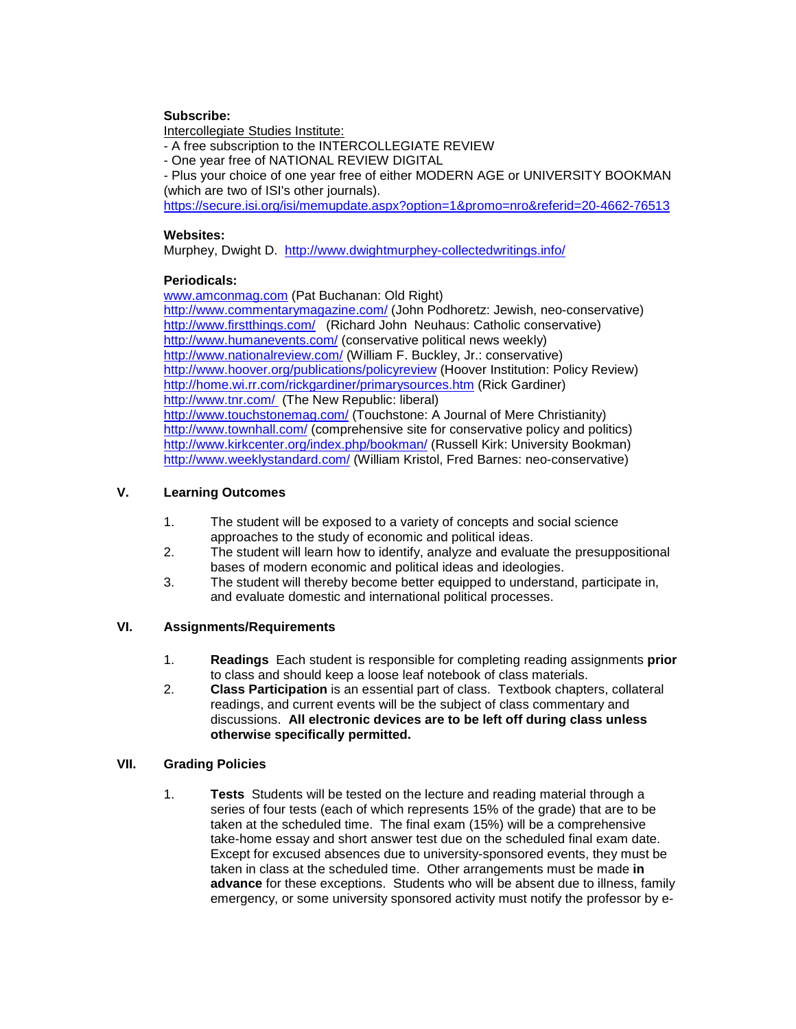**Subscribe:**

Intercollegiate Studies Institute:

- A free subscription to the INTERCOLLEGIATE REVIEW
- One year free of NATIONAL REVIEW DIGITAL
- Plus your choice of one year free of either MODERN AGE or UNIVERSITY BOOKMAN (which are two of ISI's other journals).

https://secure.isi.org/isi/memupdate.aspx?option=1&promo=nro&referid=20-4662-76513

**Websites:**

Murphey, Dwight D. http://www.dwightmurphey-collectedwritings.info/

**Periodicals:**

www.amconmag.com (Pat Buchanan: Old Right)
http://www.commentarymagazine.com/ (John Podhoretz: Jewish, neo-conservative)
http://www.firstthings.com/ (Richard John Neuhaus: Catholic conservative)
http://www.humanevents.com/ (conservative political news weekly)
http://www.nationalreview.com/ (William F. Buckley, Jr.: conservative)
http://www.hoover.org/publications/policyreview (Hoover Institution: Policy Review)
http://home.wi.rr.com/rickgardiner/primarysources.htm (Rick Gardiner)
http://www.tnr.com/ (The New Republic: liberal)
http://www.touchstonemag.com/ (Touchstone: A Journal of Mere Christianity)
http://www.townhall.com/ (comprehensive site for conservative policy and politics)
http://www.kirkcenter.org/index.php/bookman/ (Russell Kirk: University Bookman)
http://www.weeklystandard.com/ (William Kristol, Fred Barnes: neo-conservative)

## V. Learning Outcomes

1. The student will be exposed to a variety of concepts and social science approaches to the study of economic and political ideas.
2. The student will learn how to identify, analyze and evaluate the presuppositional bases of modern economic and political ideas and ideologies.
3. The student will thereby become better equipped to understand, participate in, and evaluate domestic and international political processes.

## VI. Assignments/Requirements

1. **Readings** Each student is responsible for completing reading assignments **prior** to class and should keep a loose leaf notebook of class materials.
2. **Class Participation** is an essential part of class. Textbook chapters, collateral readings, and current events will be the subject of class commentary and discussions. **All electronic devices are to be left off during class unless otherwise specifically permitted.**

## VII. Grading Policies

1. **Tests** Students will be tested on the lecture and reading material through a series of four tests (each of which represents 15% of the grade) that are to be taken at the scheduled time. The final exam (15%) will be a comprehensive take-home essay and short answer test due on the scheduled final exam date. Except for excused absences due to university-sponsored events, they must be taken in class at the scheduled time. Other arrangements must be made **in advance** for these exceptions. Students who will be absent due to illness, family emergency, or some university sponsored activity must notify the professor by e-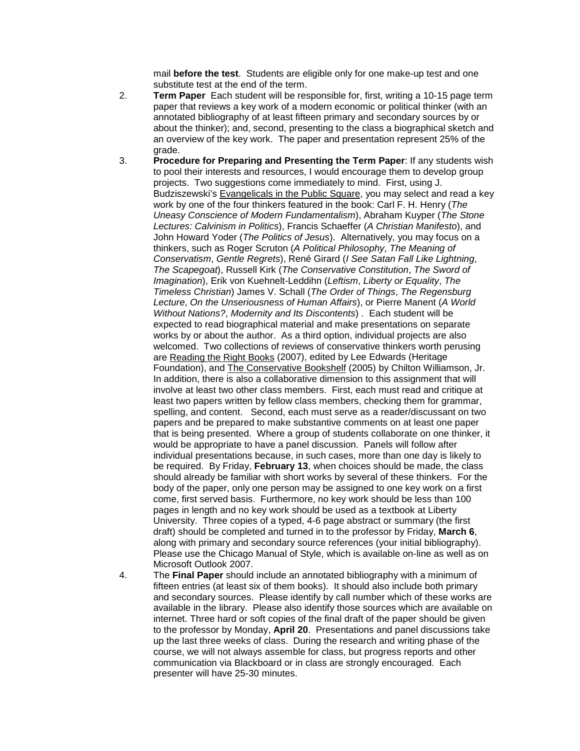mail **before the test**. Students are eligible only for one make-up test and one substitute test at the end of the term.

2. **Term Paper** Each student will be responsible for, first, writing a 10-15 page term paper that reviews a key work of a modern economic or political thinker (with an annotated bibliography of at least fifteen primary and secondary sources by or about the thinker); and, second, presenting to the class a biographical sketch and an overview of the key work. The paper and presentation represent 25% of the grade.

3. **Procedure for Preparing and Presenting the Term Paper**: If any students wish to pool their interests and resources, I would encourage them to develop group projects. Two suggestions come immediately to mind. First, using J. Budziszewski's <u>Evangelicals in the Public Square</u>, you may select and read a key work by one of the four thinkers featured in the book: Carl F. H. Henry (*The Uneasy Conscience of Modern Fundamentalism*), Abraham Kuyper (*The Stone Lectures: Calvinism in Politics*), Francis Schaeffer (*A Christian Manifesto*), and John Howard Yoder (*The Politics of Jesus*). Alternatively, you may focus on a thinkers, such as Roger Scruton (*A Political Philosophy, The Meaning of Conservatism*, *Gentle Regrets*), René Girard (*I See Satan Fall Like Lightning*, *The Scapegoat*), Russell Kirk (*The Conservative Constitution*, *The Sword of Imagination*), Erik von Kuehnelt-Leddihn (*Leftism*, *Liberty or Equality*, *The Timeless Christian*) James V. Schall (*The Order of Things*, *The Regensburg Lecture*, *On the Unseriousness of Human Affairs*), or Pierre Manent (*A World Without Nations?*, *Modernity and Its Discontents*) . Each student will be expected to read biographical material and make presentations on separate works by or about the author. As a third option, individual projects are also welcomed. Two collections of reviews of conservative thinkers worth perusing are <u>Reading the Right Books</u> (2007), edited by Lee Edwards (Heritage Foundation), and <u>The Conservative Bookshelf</u> (2005) by Chilton Williamson, Jr. In addition, there is also a collaborative dimension to this assignment that will involve at least two other class members. First, each must read and critique at least two papers written by fellow class members, checking them for grammar, spelling, and content. Second, each must serve as a reader/discussant on two papers and be prepared to make substantive comments on at least one paper that is being presented. Where a group of students collaborate on one thinker, it would be appropriate to have a panel discussion. Panels will follow after individual presentations because, in such cases, more than one day is likely to be required. By Friday, **February 13**, when choices should be made, the class should already be familiar with short works by several of these thinkers. For the body of the paper, only one person may be assigned to one key work on a first come, first served basis. Furthermore, no key work should be less than 100 pages in length and no key work should be used as a textbook at Liberty University. Three copies of a typed, 4-6 page abstract or summary (the first draft) should be completed and turned in to the professor by Friday, **March 6**, along with primary and secondary source references (your initial bibliography). Please use the Chicago Manual of Style, which is available on-line as well as on Microsoft Outlook 2007.

4. The **Final Paper** should include an annotated bibliography with a minimum of fifteen entries (at least six of them books). It should also include both primary and secondary sources. Please identify by call number which of these works are available in the library. Please also identify those sources which are available on internet. Three hard or soft copies of the final draft of the paper should be given to the professor by Monday, **April 20**. Presentations and panel discussions take up the last three weeks of class. During the research and writing phase of the course, we will not always assemble for class, but progress reports and other communication via Blackboard or in class are strongly encouraged. Each presenter will have 25-30 minutes.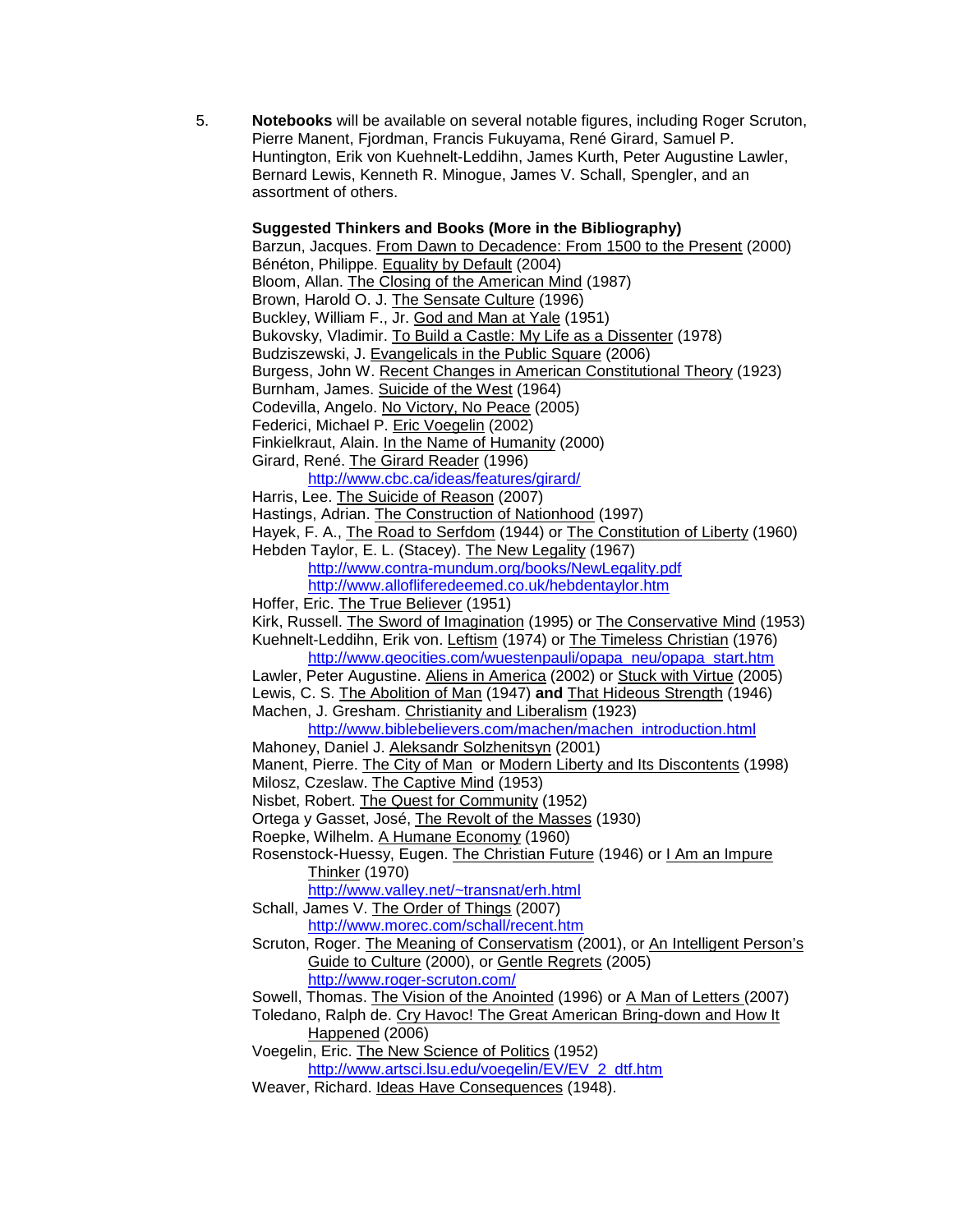5. **Notebooks** will be available on several notable figures, including Roger Scruton, Pierre Manent, Fjordman, Francis Fukuyama, René Girard, Samuel P. Huntington, Erik von Kuehnelt-Leddihn, James Kurth, Peter Augustine Lawler, Bernard Lewis, Kenneth R. Minogue, James V. Schall, Spengler, and an assortment of others.

**Suggested Thinkers and Books (More in the Bibliography)**

Barzun, Jacques. From Dawn to Decadence: From 1500 to the Present (2000)
Bénéton, Philippe. Equality by Default (2004)
Bloom, Allan. The Closing of the American Mind (1987)
Brown, Harold O. J. The Sensate Culture (1996)
Buckley, William F., Jr. God and Man at Yale (1951)
Bukovsky, Vladimir. To Build a Castle: My Life as a Dissenter (1978)
Budziszewski, J. Evangelicals in the Public Square (2006)
Burgess, John W. Recent Changes in American Constitutional Theory (1923)
Burnham, James. Suicide of the West (1964)
Codevilla, Angelo. No Victory, No Peace (2005)
Federici, Michael P. Eric Voegelin (2002)
Finkielkraut, Alain. In the Name of Humanity (2000)
Girard, René. The Girard Reader (1996)
    http://www.cbc.ca/ideas/features/girard/
Harris, Lee. The Suicide of Reason (2007)
Hastings, Adrian. The Construction of Nationhood (1997)
Hayek, F. A., The Road to Serfdom (1944) or The Constitution of Liberty (1960)
Hebden Taylor, E. L. (Stacey). The New Legality (1967)
    http://www.contra-mundum.org/books/NewLegality.pdf
    http://www.allofliferedeemed.co.uk/hebdentaylor.htm
Hoffer, Eric. The True Believer (1951)
Kirk, Russell. The Sword of Imagination (1995) or The Conservative Mind (1953)
Kuehnelt-Leddihn, Erik von. Leftism (1974) or The Timeless Christian (1976)
    http://www.geocities.com/wuestenpauli/opapa_neu/opapa_start.htm
Lawler, Peter Augustine. Aliens in America (2002) or Stuck with Virtue (2005)
Lewis, C. S. The Abolition of Man (1947) **and** That Hideous Strength (1946)
Machen, J. Gresham. Christianity and Liberalism (1923)
    http://www.biblebelievers.com/machen/machen_introduction.html
Mahoney, Daniel J. Aleksandr Solzhenitsyn (2001)
Manent, Pierre. The City of Man or Modern Liberty and Its Discontents (1998)
Milosz, Czeslaw. The Captive Mind (1953)
Nisbet, Robert. The Quest for Community (1952)
Ortega y Gasset, José, The Revolt of the Masses (1930)
Roepke, Wilhelm. A Humane Economy (1960)
Rosenstock-Huessy, Eugen. The Christian Future (1946) or I Am an Impure Thinker (1970)
    http://www.valley.net/~transnat/erh.html
Schall, James V. The Order of Things (2007)
    http://www.morec.com/schall/recent.htm
Scruton, Roger. The Meaning of Conservatism (2001), or An Intelligent Person's Guide to Culture (2000), or Gentle Regrets (2005)
    http://www.roger-scruton.com/
Sowell, Thomas. The Vision of the Anointed (1996) or A Man of Letters (2007)
Toledano, Ralph de. Cry Havoc! The Great American Bring-down and How It Happened (2006)
Voegelin, Eric. The New Science of Politics (1952)
    http://www.artsci.lsu.edu/voegelin/EV/EV_2_dtf.htm
Weaver, Richard. Ideas Have Consequences (1948).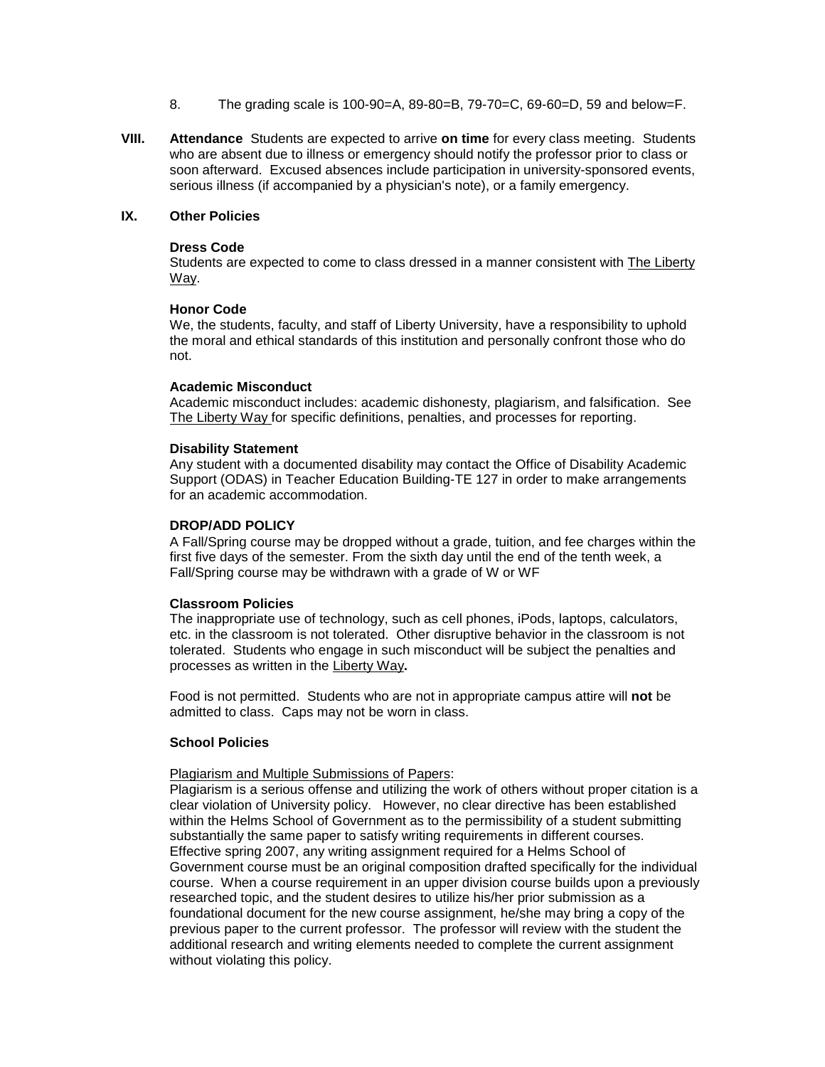8. The grading scale is 100-90=A, 89-80=B, 79-70=C, 69-60=D, 59 and below=F.

## VIII. Attendance

**Attendance** Students are expected to arrive **on time** for every class meeting. Students who are absent due to illness or emergency should notify the professor prior to class or soon afterward. Excused absences include participation in university-sponsored events, serious illness (if accompanied by a physician's note), or a family emergency.

## IX. Other Policies

### Dress Code

Students are expected to come to class dressed in a manner consistent with The Liberty Way.

### Honor Code

We, the students, faculty, and staff of Liberty University, have a responsibility to uphold the moral and ethical standards of this institution and personally confront those who do not.

### Academic Misconduct

Academic misconduct includes: academic dishonesty, plagiarism, and falsification. See The Liberty Way for specific definitions, penalties, and processes for reporting.

### Disability Statement

Any student with a documented disability may contact the Office of Disability Academic Support (ODAS) in Teacher Education Building-TE 127 in order to make arrangements for an academic accommodation.

### DROP/ADD POLICY

A Fall/Spring course may be dropped without a grade, tuition, and fee charges within the first five days of the semester. From the sixth day until the end of the tenth week, a Fall/Spring course may be withdrawn with a grade of W or WF

### Classroom Policies

The inappropriate use of technology, such as cell phones, iPods, laptops, calculators, etc. in the classroom is not tolerated. Other disruptive behavior in the classroom is not tolerated. Students who engage in such misconduct will be subject the penalties and processes as written in the Liberty Way**.**

Food is not permitted. Students who are not in appropriate campus attire will **not** be admitted to class. Caps may not be worn in class.

### School Policies

Plagiarism and Multiple Submissions of Papers:

Plagiarism is a serious offense and utilizing the work of others without proper citation is a clear violation of University policy. However, no clear directive has been established within the Helms School of Government as to the permissibility of a student submitting substantially the same paper to satisfy writing requirements in different courses. Effective spring 2007, any writing assignment required for a Helms School of Government course must be an original composition drafted specifically for the individual course. When a course requirement in an upper division course builds upon a previously researched topic, and the student desires to utilize his/her prior submission as a foundational document for the new course assignment, he/she may bring a copy of the previous paper to the current professor. The professor will review with the student the additional research and writing elements needed to complete the current assignment without violating this policy.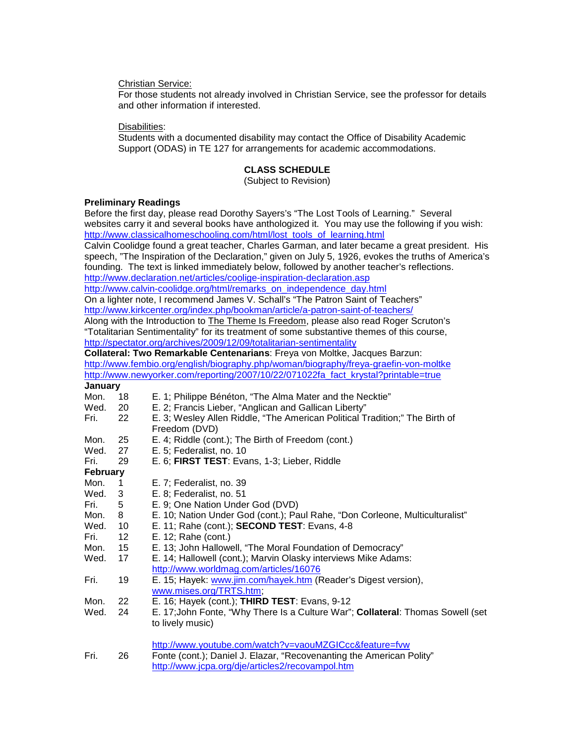Christian Service:
For those students not already involved in Christian Service, see the professor for details and other information if interested.

Disabilities:
Students with a documented disability may contact the Office of Disability Academic Support (ODAS) in TE 127 for arrangements for academic accommodations.

## CLASS SCHEDULE

(Subject to Revision)

**Preliminary Readings**

Before the first day, please read Dorothy Sayers's "The Lost Tools of Learning." Several websites carry it and several books have anthologized it. You may use the following if you wish: http://www.classicalhomeschooling.com/html/lost_tools_of_learning.html

Calvin Coolidge found a great teacher, Charles Garman, and later became a great president. His speech, "The Inspiration of the Declaration," given on July 5, 1926, evokes the truths of America's founding. The text is linked immediately below, followed by another teacher's reflections.
http://www.declaration.net/articles/coolige-inspiration-declaration.asp
http://www.calvin-coolidge.org/html/remarks_on_independence_day.html

On a lighter note, I recommend James V. Schall's "The Patron Saint of Teachers"
http://www.kirkcenter.org/index.php/bookman/article/a-patron-saint-of-teachers/

Along with the Introduction to The Theme Is Freedom, please also read Roger Scruton's "Totalitarian Sentimentality" for its treatment of some substantive themes of this course,
http://spectator.org/archives/2009/12/09/totalitarian-sentimentality

**Collateral: Two Remarkable Centenarians**: Freya von Moltke, Jacques Barzun:
http://www.fembio.org/english/biography.php/woman/biography/freya-graefin-von-moltke
http://www.newyorker.com/reporting/2007/10/22/071022fa_fact_krystal?printable=true

**January**

| | | |
|---|---|---|
| Mon. | 18 | E. 1; Philippe Bénéton, "The Alma Mater and the Necktie" |
| Wed. | 20 | E. 2; Francis Lieber, "Anglican and Gallican Liberty" |
| Fri. | 22 | E. 3; Wesley Allen Riddle, "The American Political Tradition;" The Birth of Freedom (DVD) |
| Mon. | 25 | E. 4; Riddle (cont.); The Birth of Freedom (cont.) |
| Wed. | 27 | E. 5; Federalist, no. 10 |
| Fri. | 29 | E. 6; **FIRST TEST**: Evans, 1-3; Lieber, Riddle |

**February**

| | | |
|---|---|---|
| Mon. | 1 | E. 7; Federalist, no. 39 |
| Wed. | 3 | E. 8; Federalist, no. 51 |
| Fri. | 5 | E. 9; One Nation Under God (DVD) |
| Mon. | 8 | E. 10; Nation Under God (cont.); Paul Rahe, "Don Corleone, Multiculturalist" |
| Wed. | 10 | E. 11; Rahe (cont.); **SECOND TEST**: Evans, 4-8 |
| Fri. | 12 | E. 12; Rahe (cont.) |
| Mon. | 15 | E. 13; John Hallowell, "The Moral Foundation of Democracy" |
| Wed. | 17 | E. 14; Hallowell (cont.); Marvin Olasky interviews Mike Adams: http://www.worldmag.com/articles/16076 |
| Fri. | 19 | E. 15; Hayek: www.jim.com/hayek.htm (Reader's Digest version), www.mises.org/TRTS.htm; |
| Mon. | 22 | E. 16; Hayek (cont.); **THIRD TEST**: Evans, 9-12 |
| Wed. | 24 | E. 17;John Fonte, "Why There Is a Culture War"; **Collateral**: Thomas Sowell (set to lively music) http://www.youtube.com/watch?v=vaouMZGICcc&feature=fvw |
| Fri. | 26 | Fonte (cont.); Daniel J. Elazar, "Recovenanting the American Polity" http://www.jcpa.org/dje/articles2/recovampol.htm |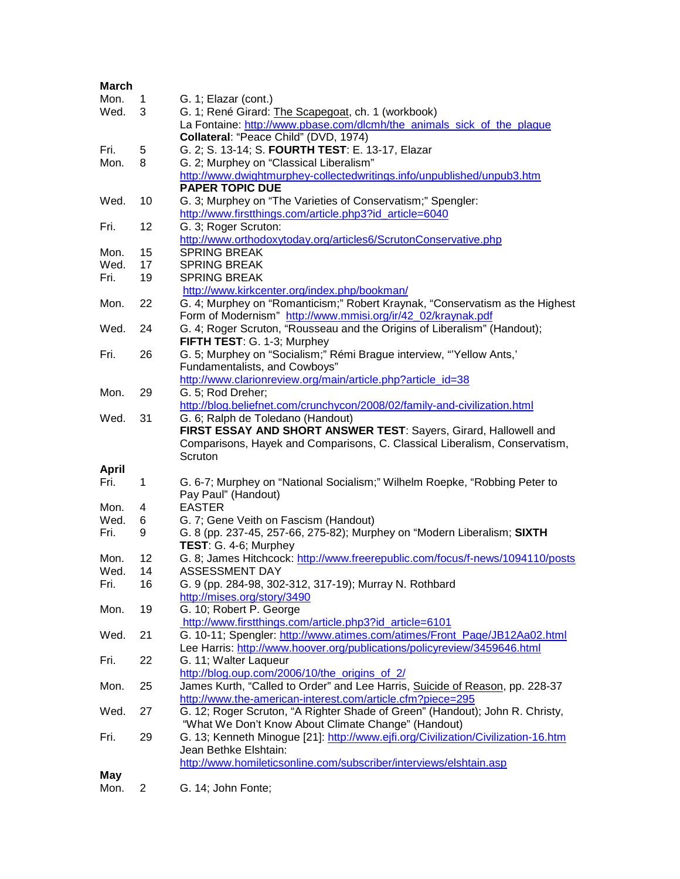**March**

| | | |
|---|---|---|
| Mon. | 1 | G. 1; Elazar (cont.) |
| Wed. | 3 | G. 1; René Girard: The Scapegoat, ch. 1 (workbook)<br>La Fontaine: http://www.pbase.com/dlcmh/the_animals_sick_of_the_plague<br>**Collateral**: "Peace Child" (DVD, 1974) |
| Fri. | 5 | G. 2; S. 13-14; S. **FOURTH TEST**: E. 13-17, Elazar |
| Mon. | 8 | G. 2; Murphey on "Classical Liberalism"<br>http://www.dwightmurphey-collectedwritings.info/unpublished/unpub3.htm<br>**PAPER TOPIC DUE** |
| Wed. | 10 | G. 3; Murphey on "The Varieties of Conservatism;" Spengler:<br>http://www.firstthings.com/article.php3?id_article=6040 |
| Fri. | 12 | G. 3; Roger Scruton:<br>http://www.orthodoxytoday.org/articles6/ScrutonConservative.php |
| Mon. | 15 | SPRING BREAK |
| Wed. | 17 | SPRING BREAK |
| Fri. | 19 | SPRING BREAK<br>http://www.kirkcenter.org/index.php/bookman/ |
| Mon. | 22 | G. 4; Murphey on "Romanticism;" Robert Kraynak, "Conservatism as the Highest Form of Modernism" http://www.mmisi.org/ir/42_02/kraynak.pdf |
| Wed. | 24 | G. 4; Roger Scruton, "Rousseau and the Origins of Liberalism" (Handout);<br>**FIFTH TEST**: G. 1-3; Murphey |
| Fri. | 26 | G. 5; Murphey on "Socialism;" Rémi Brague interview, "'Yellow Ants,' Fundamentalists, and Cowboys"<br>http://www.clarionreview.org/main/article.php?article_id=38 |
| Mon. | 29 | G. 5; Rod Dreher;<br>http://blog.beliefnet.com/crunchycon/2008/02/family-and-civilization.html |
| Wed. | 31 | G. 6; Ralph de Toledano (Handout)<br>**FIRST ESSAY AND SHORT ANSWER TEST**: Sayers, Girard, Hallowell and Comparisons, Hayek and Comparisons, C. Classical Liberalism, Conservatism, Scruton |

**April**

| | | |
|---|---|---|
| Fri. | 1 | G. 6-7; Murphey on "National Socialism;" Wilhelm Roepke, "Robbing Peter to Pay Paul" (Handout) |
| Mon. | 4 | EASTER |
| Wed. | 6 | G. 7; Gene Veith on Fascism (Handout) |
| Fri. | 9 | G. 8 (pp. 237-45, 257-66, 275-82); Murphey on "Modern Liberalism; **SIXTH TEST**: G. 4-6; Murphey |
| Mon. | 12 | G. 8; James Hitchcock: http://www.freerepublic.com/focus/f-news/1094110/posts |
| Wed. | 14 | ASSESSMENT DAY |
| Fri. | 16 | G. 9 (pp. 284-98, 302-312, 317-19); Murray N. Rothbard<br>http://mises.org/story/3490 |
| Mon. | 19 | G. 10; Robert P. George<br>http://www.firstthings.com/article.php3?id_article=6101 |
| Wed. | 21 | G. 10-11; Spengler: http://www.atimes.com/atimes/Front_Page/JB12Aa02.html<br>Lee Harris: http://www.hoover.org/publications/policyreview/3459646.html |
| Fri. | 22 | G. 11; Walter Laqueur<br>http://blog.oup.com/2006/10/the_origins_of_2/ |
| Mon. | 25 | James Kurth, "Called to Order" and Lee Harris, Suicide of Reason, pp. 228-37<br>http://www.the-american-interest.com/article.cfm?piece=295 |
| Wed. | 27 | G. 12; Roger Scruton, "A Righter Shade of Green" (Handout); John R. Christy, "What We Don't Know About Climate Change" (Handout) |
| Fri. | 29 | G. 13; Kenneth Minogue [21]: http://www.ejfi.org/Civilization/Civilization-16.htm<br>Jean Bethke Elshtain:<br>http://www.homileticsonline.com/subscriber/interviews/elshtain.asp |

**May**

| | | |
|---|---|---|
| Mon. | 2 | G. 14; John Fonte; |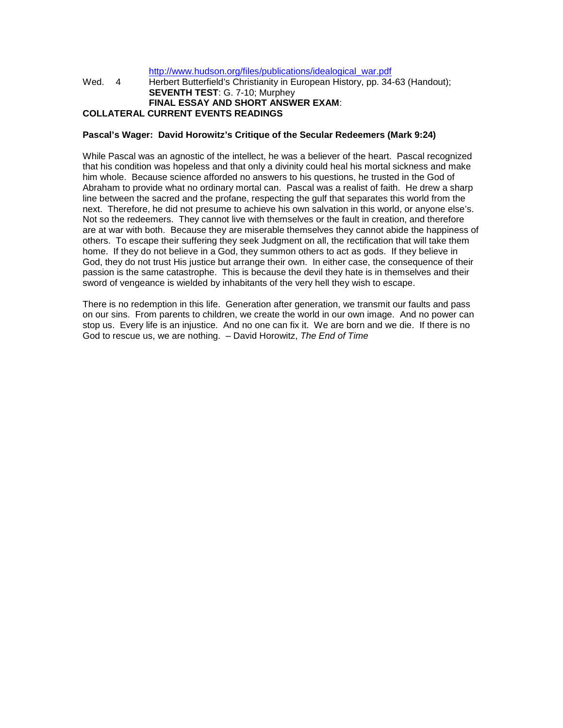http://www.hudson.org/files/publications/idealogical_war.pdf

Wed. 4 Herbert Butterfield's Christianity in European History, pp. 34-63 (Handout); **SEVENTH TEST**: G. 7-10; Murphey
**FINAL ESSAY AND SHORT ANSWER EXAM**:

**COLLATERAL CURRENT EVENTS READINGS**

**Pascal's Wager: David Horowitz's Critique of the Secular Redeemers (Mark 9:24)**

While Pascal was an agnostic of the intellect, he was a believer of the heart. Pascal recognized that his condition was hopeless and that only a divinity could heal his mortal sickness and make him whole. Because science afforded no answers to his questions, he trusted in the God of Abraham to provide what no ordinary mortal can. Pascal was a realist of faith. He drew a sharp line between the sacred and the profane, respecting the gulf that separates this world from the next. Therefore, he did not presume to achieve his own salvation in this world, or anyone else's. Not so the redeemers. They cannot live with themselves or the fault in creation, and therefore are at war with both. Because they are miserable themselves they cannot abide the happiness of others. To escape their suffering they seek Judgment on all, the rectification that will take them home. If they do not believe in a God, they summon others to act as gods. If they believe in God, they do not trust His justice but arrange their own. In either case, the consequence of their passion is the same catastrophe. This is because the devil they hate is in themselves and their sword of vengeance is wielded by inhabitants of the very hell they wish to escape.

There is no redemption in this life. Generation after generation, we transmit our faults and pass on our sins. From parents to children, we create the world in our own image. And no power can stop us. Every life is an injustice. And no one can fix it. We are born and we die. If there is no God to rescue us, we are nothing. – David Horowitz, *The End of Time*